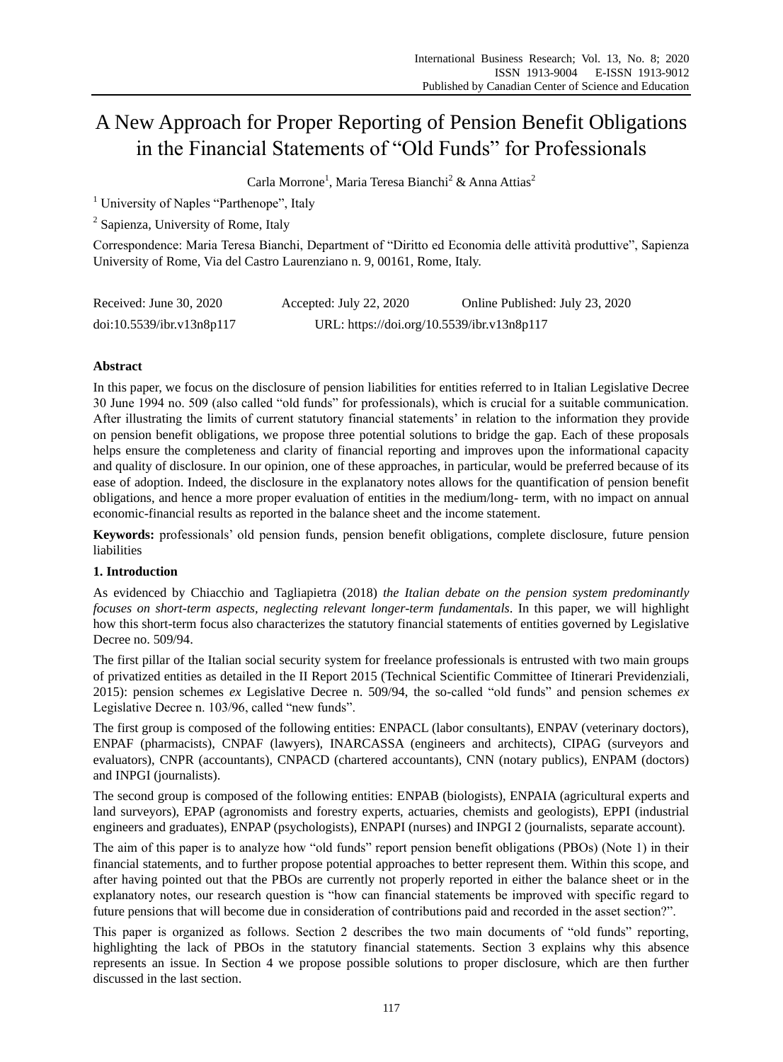# A New Approach for Proper Reporting of Pension Benefit Obligations in the Financial Statements of "Old Funds" for Professionals

Carla Morrone[1], Maria Teresa Bianchi[2] & Anna Attias[2]

[1] University of Naples "Parthenope", Italy

[2] Sapienza, University of Rome, Italy

Correspondence: Maria Teresa Bianchi, Department of "Diritto ed Economia delle attività produttive", Sapienza University of Rome, Via del Castro Laurenziano n. 9, 00161, Rome, Italy.

Received: June 30, 2020 Accepted: July 22, 2020 Online Published: July 23, 2020

doi:10.5539/ibr.v13n8p117 URL: https://doi.org/10.5539/ibr.v13n8p117

## Abstract

In this paper, we focus on the disclosure of pension liabilities for entities referred to in Italian Legislative Decree 30 June 1994 no. 509 (also called "old funds" for professionals), which is crucial for a suitable communication. After illustrating the limits of current statutory financial statements' in relation to the information they provide on pension benefit obligations, we propose three potential solutions to bridge the gap. Each of these proposals helps ensure the completeness and clarity of financial reporting and improves upon the informational capacity and quality of disclosure. In our opinion, one of these approaches, in particular, would be preferred because of its ease of adoption. Indeed, the disclosure in the explanatory notes allows for the quantification of pension benefit obligations, and hence a more proper evaluation of entities in the medium/long- term, with no impact on annual economic-financial results as reported in the balance sheet and the income statement.

**Keywords:** professionals' old pension funds, pension benefit obligations, complete disclosure, future pension liabilities

## 1. Introduction

As evidenced by Chiacchio and Tagliapietra (2018) *the Italian debate on the pension system predominantly focuses on short-term aspects, neglecting relevant longer-term fundamentals*. In this paper, we will highlight how this short-term focus also characterizes the statutory financial statements of entities governed by Legislative Decree no. 509/94.

The first pillar of the Italian social security system for freelance professionals is entrusted with two main groups of privatized entities as detailed in the II Report 2015 (Technical Scientific Committee of Itinerari Previdenziali, 2015): pension schemes *ex* Legislative Decree n. 509/94, the so-called "old funds" and pension schemes *ex* Legislative Decree n. 103/96, called "new funds".

The first group is composed of the following entities: ENPACL (labor consultants), ENPAV (veterinary doctors), ENPAF (pharmacists), CNPAF (lawyers), INARCASSA (engineers and architects), CIPAG (surveyors and evaluators), CNPR (accountants), CNPACD (chartered accountants), CNN (notary publics), ENPAM (doctors) and INPGI (journalists).

The second group is composed of the following entities: ENPAB (biologists), ENPAIA (agricultural experts and land surveyors), EPAP (agronomists and forestry experts, actuaries, chemists and geologists), EPPI (industrial engineers and graduates), ENPAP (psychologists), ENPAPI (nurses) and INPGI 2 (journalists, separate account).

The aim of this paper is to analyze how "old funds" report pension benefit obligations (PBOs) (Note 1) in their financial statements, and to further propose potential approaches to better represent them. Within this scope, and after having pointed out that the PBOs are currently not properly reported in either the balance sheet or in the explanatory notes, our research question is "how can financial statements be improved with specific regard to future pensions that will become due in consideration of contributions paid and recorded in the asset section?".

This paper is organized as follows. Section 2 describes the two main documents of "old funds" reporting, highlighting the lack of PBOs in the statutory financial statements. Section 3 explains why this absence represents an issue. In Section 4 we propose possible solutions to proper disclosure, which are then further discussed in the last section.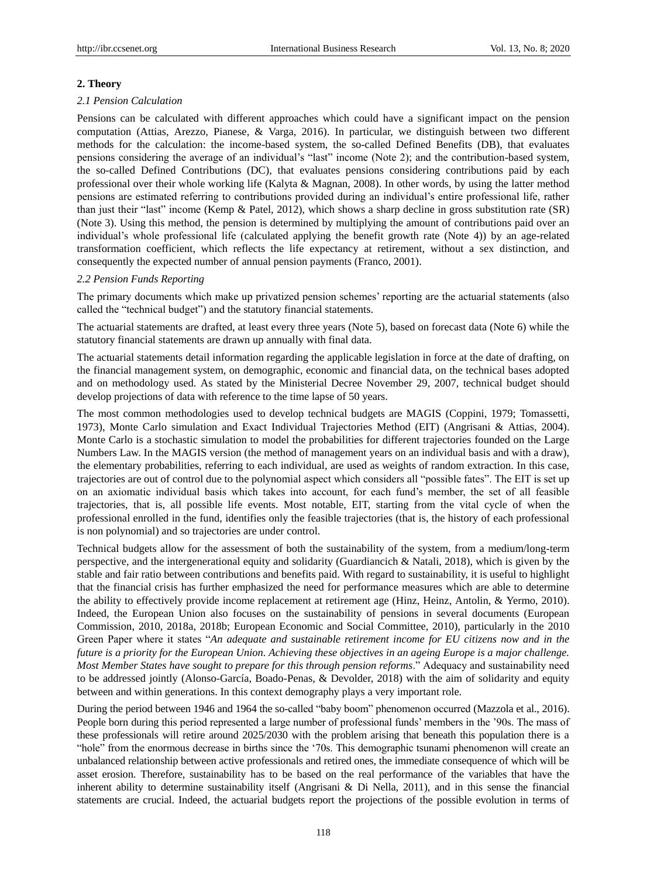## 2. Theory

### *2.1 Pension Calculation*

Pensions can be calculated with different approaches which could have a significant impact on the pension computation (Attias, Arezzo, Pianese, & Varga, 2016). In particular, we distinguish between two different methods for the calculation: the income-based system, the so-called Defined Benefits (DB), that evaluates pensions considering the average of an individual's "last" income (Note 2); and the contribution-based system, the so-called Defined Contributions (DC), that evaluates pensions considering contributions paid by each professional over their whole working life (Kalyta & Magnan, 2008). In other words, by using the latter method pensions are estimated referring to contributions provided during an individual's entire professional life, rather than just their "last" income (Kemp & Patel, 2012), which shows a sharp decline in gross substitution rate (SR) (Note 3). Using this method, the pension is determined by multiplying the amount of contributions paid over an individual's whole professional life (calculated applying the benefit growth rate (Note 4)) by an age-related transformation coefficient, which reflects the life expectancy at retirement, without a sex distinction, and consequently the expected number of annual pension payments (Franco, 2001).

### *2.2 Pension Funds Reporting*

The primary documents which make up privatized pension schemes' reporting are the actuarial statements (also called the "technical budget") and the statutory financial statements.

The actuarial statements are drafted, at least every three years (Note 5), based on forecast data (Note 6) while the statutory financial statements are drawn up annually with final data.

The actuarial statements detail information regarding the applicable legislation in force at the date of drafting, on the financial management system, on demographic, economic and financial data, on the technical bases adopted and on methodology used. As stated by the Ministerial Decree November 29, 2007, technical budget should develop projections of data with reference to the time lapse of 50 years.

The most common methodologies used to develop technical budgets are MAGIS (Coppini, 1979; Tomassetti, 1973), Monte Carlo simulation and Exact Individual Trajectories Method (EIT) (Angrisani & Attias, 2004). Monte Carlo is a stochastic simulation to model the probabilities for different trajectories founded on the Large Numbers Law. In the MAGIS version (the method of management years on an individual basis and with a draw), the elementary probabilities, referring to each individual, are used as weights of random extraction. In this case, trajectories are out of control due to the polynomial aspect which considers all "possible fates". The EIT is set up on an axiomatic individual basis which takes into account, for each fund's member, the set of all feasible trajectories, that is, all possible life events. Most notable, EIT, starting from the vital cycle of when the professional enrolled in the fund, identifies only the feasible trajectories (that is, the history of each professional is non polynomial) and so trajectories are under control.

Technical budgets allow for the assessment of both the sustainability of the system, from a medium/long-term perspective, and the intergenerational equity and solidarity (Guardiancich & Natali, 2018), which is given by the stable and fair ratio between contributions and benefits paid. With regard to sustainability, it is useful to highlight that the financial crisis has further emphasized the need for performance measures which are able to determine the ability to effectively provide income replacement at retirement age (Hinz, Heinz, Antolin, & Yermo, 2010). Indeed, the European Union also focuses on the sustainability of pensions in several documents (European Commission, 2010, 2018a, 2018b; European Economic and Social Committee, 2010), particularly in the 2010 Green Paper where it states "*An adequate and sustainable retirement income for EU citizens now and in the future is a priority for the European Union. Achieving these objectives in an ageing Europe is a major challenge. Most Member States have sought to prepare for this through pension reforms*." Adequacy and sustainability need to be addressed jointly (Alonso-García, Boado-Penas, & Devolder, 2018) with the aim of solidarity and equity between and within generations. In this context demography plays a very important role.

During the period between 1946 and 1964 the so-called "baby boom" phenomenon occurred (Mazzola et al., 2016). People born during this period represented a large number of professional funds' members in the '90s. The mass of these professionals will retire around 2025/2030 with the problem arising that beneath this population there is a "hole" from the enormous decrease in births since the '70s. This demographic tsunami phenomenon will create an unbalanced relationship between active professionals and retired ones, the immediate consequence of which will be asset erosion. Therefore, sustainability has to be based on the real performance of the variables that have the inherent ability to determine sustainability itself (Angrisani & Di Nella, 2011), and in this sense the financial statements are crucial. Indeed, the actuarial budgets report the projections of the possible evolution in terms of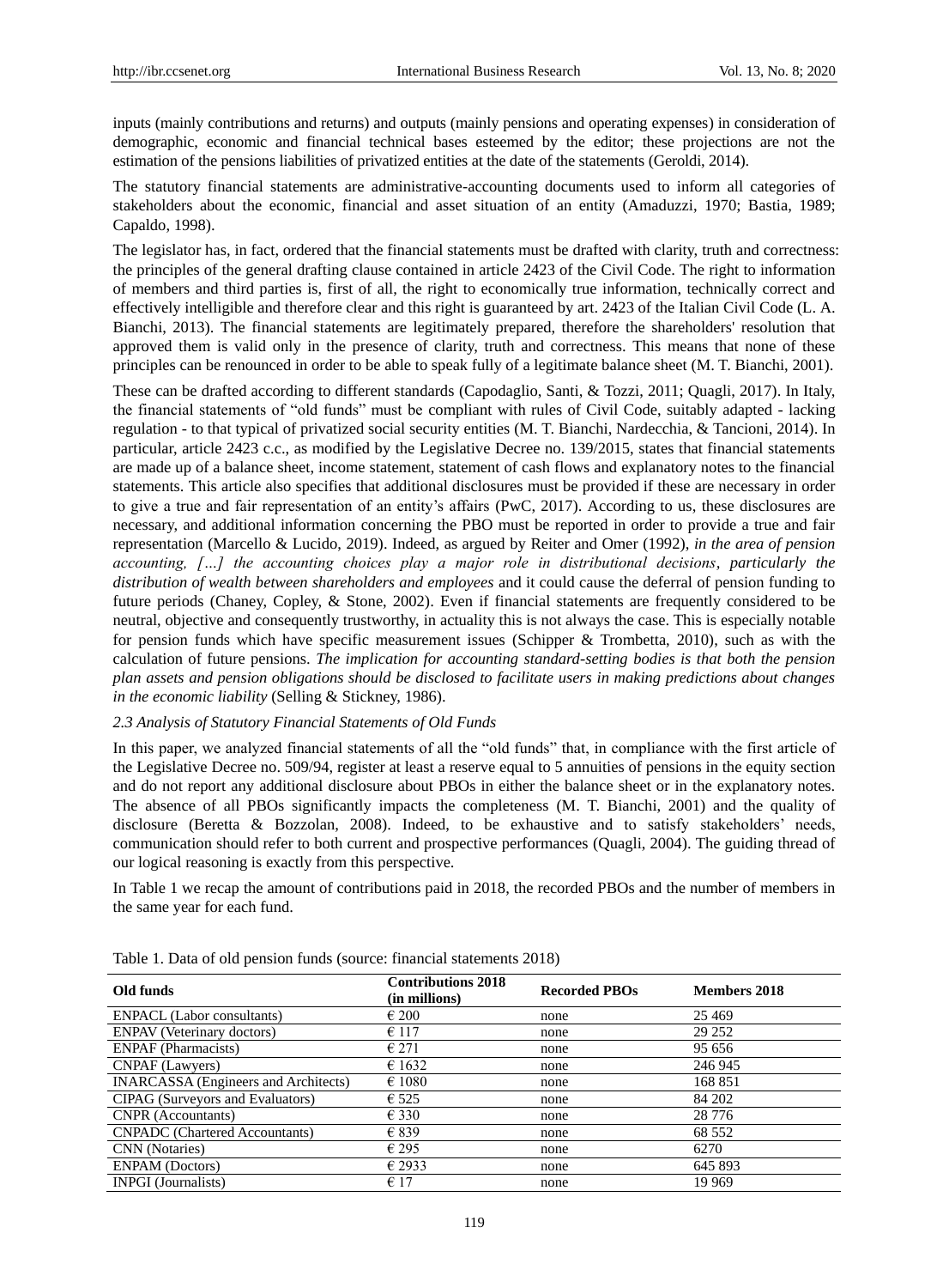inputs (mainly contributions and returns) and outputs (mainly pensions and operating expenses) in consideration of demographic, economic and financial technical bases esteemed by the editor; these projections are not the estimation of the pensions liabilities of privatized entities at the date of the statements (Geroldi, 2014).

The statutory financial statements are administrative-accounting documents used to inform all categories of stakeholders about the economic, financial and asset situation of an entity (Amaduzzi, 1970; Bastia, 1989; Capaldo, 1998).

The legislator has, in fact, ordered that the financial statements must be drafted with clarity, truth and correctness: the principles of the general drafting clause contained in article 2423 of the Civil Code. The right to information of members and third parties is, first of all, the right to economically true information, technically correct and effectively intelligible and therefore clear and this right is guaranteed by art. 2423 of the Italian Civil Code (L. A. Bianchi, 2013). The financial statements are legitimately prepared, therefore the shareholders' resolution that approved them is valid only in the presence of clarity, truth and correctness. This means that none of these principles can be renounced in order to be able to speak fully of a legitimate balance sheet (M. T. Bianchi, 2001).

These can be drafted according to different standards (Capodaglio, Santi, & Tozzi, 2011; Quagli, 2017). In Italy, the financial statements of "old funds" must be compliant with rules of Civil Code, suitably adapted - lacking regulation - to that typical of privatized social security entities (M. T. Bianchi, Nardecchia, & Tancioni, 2014). In particular, article 2423 c.c., as modified by the Legislative Decree no. 139/2015, states that financial statements are made up of a balance sheet, income statement, statement of cash flows and explanatory notes to the financial statements. This article also specifies that additional disclosures must be provided if these are necessary in order to give a true and fair representation of an entity's affairs (PwC, 2017). According to us, these disclosures are necessary, and additional information concerning the PBO must be reported in order to provide a true and fair representation (Marcello & Lucido, 2019). Indeed, as argued by Reiter and Omer (1992), *in the area of pension accounting, […] the accounting choices play a major role in distributional decisions*, *particularly the distribution of wealth between shareholders and employees* and it could cause the deferral of pension funding to future periods (Chaney, Copley, & Stone, 2002). Even if financial statements are frequently considered to be neutral, objective and consequently trustworthy, in actuality this is not always the case. This is especially notable for pension funds which have specific measurement issues (Schipper & Trombetta, 2010), such as with the calculation of future pensions. *The implication for accounting standard-setting bodies is that both the pension plan assets and pension obligations should be disclosed to facilitate users in making predictions about changes in the economic liability* (Selling & Stickney, 1986).

### *2.3 Analysis of Statutory Financial Statements of Old Funds*

In this paper, we analyzed financial statements of all the "old funds" that, in compliance with the first article of the Legislative Decree no. 509/94, register at least a reserve equal to 5 annuities of pensions in the equity section and do not report any additional disclosure about PBOs in either the balance sheet or in the explanatory notes. The absence of all PBOs significantly impacts the completeness (M. T. Bianchi, 2001) and the quality of disclosure (Beretta & Bozzolan, 2008). Indeed, to be exhaustive and to satisfy stakeholders' needs, communication should refer to both current and prospective performances (Quagli, 2004). The guiding thread of our logical reasoning is exactly from this perspective.

In Table 1 we recap the amount of contributions paid in 2018, the recorded PBOs and the number of members in the same year for each fund.

Table 1. Data of old pension funds (source: financial statements 2018)

| Old funds | Contributions 2018 (in millions) | Recorded PBOs | Members 2018 |
|---|---|---|---|
| ENPACL (Labor consultants) | € 200 | none | 25 469 |
| ENPAV (Veterinary doctors) | € 117 | none | 29 252 |
| ENPAF (Pharmacists) | € 271 | none | 95 656 |
| CNPAF (Lawyers) | € 1632 | none | 246 945 |
| INARCASSA (Engineers and Architects) | € 1080 | none | 168 851 |
| CIPAG (Surveyors and Evaluators) | € 525 | none | 84 202 |
| CNPR (Accountants) | € 330 | none | 28 776 |
| CNPADC (Chartered Accountants) | € 839 | none | 68 552 |
| CNN (Notaries) | € 295 | none | 6270 |
| ENPAM (Doctors) | € 2933 | none | 645 893 |
| INPGI (Journalists) | € 17 | none | 19 969 |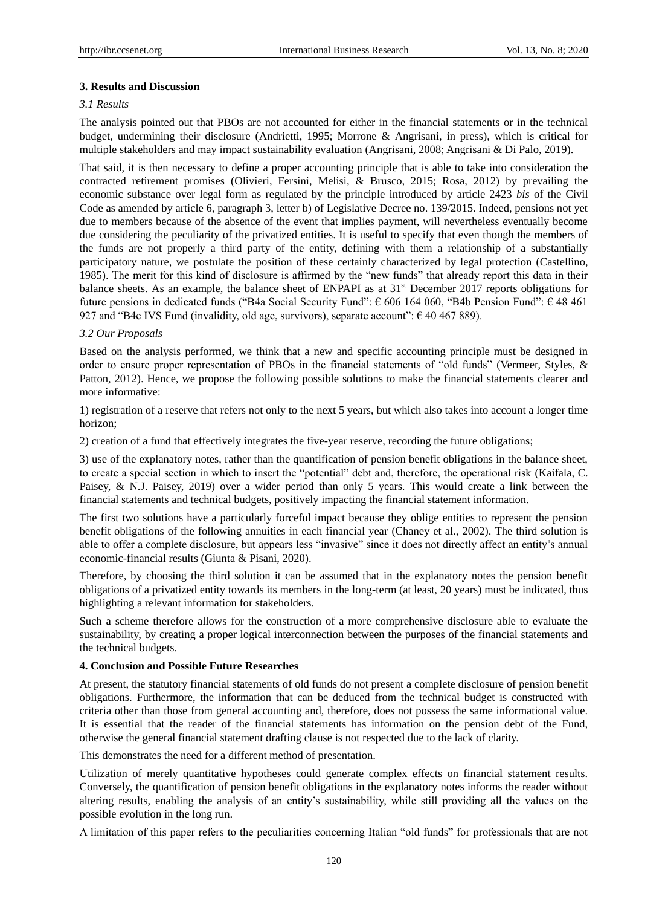## 3. Results and Discussion

### 3.1 Results

The analysis pointed out that PBOs are not accounted for either in the financial statements or in the technical budget, undermining their disclosure (Andrietti, 1995; Morrone & Angrisani, in press), which is critical for multiple stakeholders and may impact sustainability evaluation (Angrisani, 2008; Angrisani & Di Palo, 2019).

That said, it is then necessary to define a proper accounting principle that is able to take into consideration the contracted retirement promises (Olivieri, Fersini, Melisi, & Brusco, 2015; Rosa, 2012) by prevailing the economic substance over legal form as regulated by the principle introduced by article 2423 *bis* of the Civil Code as amended by article 6, paragraph 3, letter b) of Legislative Decree no. 139/2015. Indeed, pensions not yet due to members because of the absence of the event that implies payment, will nevertheless eventually become due considering the peculiarity of the privatized entities. It is useful to specify that even though the members of the funds are not properly a third party of the entity, defining with them a relationship of a substantially participatory nature, we postulate the position of these certainly characterized by legal protection (Castellino, 1985). The merit for this kind of disclosure is affirmed by the "new funds" that already report this data in their balance sheets. As an example, the balance sheet of ENPAPI as at 31st December 2017 reports obligations for future pensions in dedicated funds ("B4a Social Security Fund": € 606 164 060, "B4b Pension Fund": € 48 461 927 and "B4e IVS Fund (invalidity, old age, survivors), separate account": € 40 467 889).

### 3.2 Our Proposals

Based on the analysis performed, we think that a new and specific accounting principle must be designed in order to ensure proper representation of PBOs in the financial statements of "old funds" (Vermeer, Styles, & Patton, 2012). Hence, we propose the following possible solutions to make the financial statements clearer and more informative:

1) registration of a reserve that refers not only to the next 5 years, but which also takes into account a longer time horizon;

2) creation of a fund that effectively integrates the five-year reserve, recording the future obligations;

3) use of the explanatory notes, rather than the quantification of pension benefit obligations in the balance sheet, to create a special section in which to insert the "potential" debt and, therefore, the operational risk (Kaifala, C. Paisey, & N.J. Paisey, 2019) over a wider period than only 5 years. This would create a link between the financial statements and technical budgets, positively impacting the financial statement information.

The first two solutions have a particularly forceful impact because they oblige entities to represent the pension benefit obligations of the following annuities in each financial year (Chaney et al., 2002). The third solution is able to offer a complete disclosure, but appears less "invasive" since it does not directly affect an entity's annual economic-financial results (Giunta & Pisani, 2020).

Therefore, by choosing the third solution it can be assumed that in the explanatory notes the pension benefit obligations of a privatized entity towards its members in the long-term (at least, 20 years) must be indicated, thus highlighting a relevant information for stakeholders.

Such a scheme therefore allows for the construction of a more comprehensive disclosure able to evaluate the sustainability, by creating a proper logical interconnection between the purposes of the financial statements and the technical budgets.

## 4. Conclusion and Possible Future Researches

At present, the statutory financial statements of old funds do not present a complete disclosure of pension benefit obligations. Furthermore, the information that can be deduced from the technical budget is constructed with criteria other than those from general accounting and, therefore, does not possess the same informational value. It is essential that the reader of the financial statements has information on the pension debt of the Fund, otherwise the general financial statement drafting clause is not respected due to the lack of clarity.

This demonstrates the need for a different method of presentation.

Utilization of merely quantitative hypotheses could generate complex effects on financial statement results. Conversely, the quantification of pension benefit obligations in the explanatory notes informs the reader without altering results, enabling the analysis of an entity's sustainability, while still providing all the values on the possible evolution in the long run.

A limitation of this paper refers to the peculiarities concerning Italian "old funds" for professionals that are not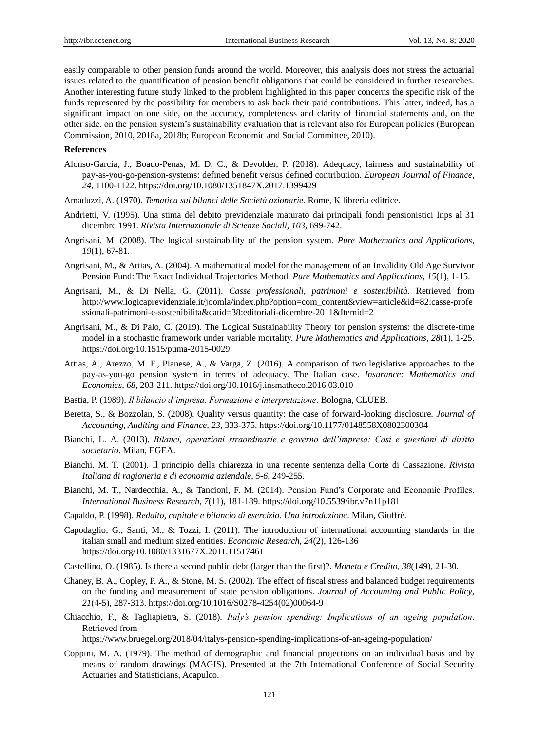easily comparable to other pension funds around the world. Moreover, this analysis does not stress the actuarial issues related to the quantification of pension benefit obligations that could be considered in further researches. Another interesting future study linked to the problem highlighted in this paper concerns the specific risk of the funds represented by the possibility for members to ask back their paid contributions. This latter, indeed, has a significant impact on one side, on the accuracy, completeness and clarity of financial statements and, on the other side, on the pension system's sustainability evaluation that is relevant also for European policies (European Commission, 2010, 2018a, 2018b; European Economic and Social Committee, 2010).

**References**

Alonso-García, J., Boado-Penas, M. D. C., & Devolder, P. (2018). Adequacy, fairness and sustainability of pay-as-you-go-pension-systems: defined benefit versus defined contribution. *European Journal of Finance*, *24*, 1100-1122. https://doi.org/10.1080/1351847X.2017.1399429

Amaduzzi, A. (1970). *Tematica sui bilanci delle Società azionarie*. Rome, K libreria editrice.

Andrietti, V. (1995). Una stima del debito previdenziale maturato dai principali fondi pensionistici Inps al 31 dicembre 1991. *Rivista Internazionale di Scienze Sociali*, *103*, 699-742.

Angrisani, M. (2008). The logical sustainability of the pension system. *Pure Mathematics and Applications*, *19*(1), 67-81.

Angrisani, M., & Attias, A. (2004). A mathematical model for the management of an Invalidity Old Age Survivor Pension Fund: The Exact Individual Trajectories Method. *Pure Mathematics and Applications*, *15*(1), 1-15.

Angrisani, M., & Di Nella, G. (2011). *Casse professionali, patrimoni e sostenibilità*. Retrieved from http://www.logicaprevidenziale.it/joomla/index.php?option=com_content&view=article&id=82:casse-professionali-patrimoni-e-sostenibilita&catid=38:editoriali-dicembre-2011&Itemid=2

Angrisani, M., & Di Palo, C. (2019). The Logical Sustainability Theory for pension systems: the discrete-time model in a stochastic framework under variable mortality. *Pure Mathematics and Applications*, *28*(1), 1-25. https://doi.org/10.1515/puma-2015-0029

Attias, A., Arezzo, M. F., Pianese, A., & Varga, Z. (2016). A comparison of two legislative approaches to the pay-as-you-go pension system in terms of adequacy. The Italian case. *Insurance: Mathematics and Economics*, *68*, 203-211. https://doi.org/10.1016/j.insmatheco.2016.03.010

Bastia, P. (1989). *Il bilancio d'impresa. Formazione e interpretazione*. Bologna, CLUEB.

Beretta, S., & Bozzolan, S. (2008). Quality versus quantity: the case of forward-looking disclosure. *Journal of Accounting, Auditing and Finance*, *23*, 333-375. https://doi.org/10.1177/0148558X0802300304

Bianchi, L. A. (2013). *Bilanci, operazioni straordinarie e governo dell'impresa: Casi e questioni di diritto societario*. Milan, EGEA.

Bianchi, M. T. (2001). Il principio della chiarezza in una recente sentenza della Corte di Cassazione. *Rivista Italiana di ragioneria e di economia aziendale*, *5-6*, 249-255.

Bianchi, M. T., Nardecchia, A., & Tancioni, F. M. (2014). Pension Fund's Corporate and Economic Profiles. *International Business Research*, *7*(11), 181-189. https://doi.org/10.5539/ibr.v7n11p181

Capaldo, P. (1998). *Reddito, capitale e bilancio di esercizio. Una introduzione*. Milan, Giuffrè.

Capodaglio, G., Santi, M., & Tozzi, I. (2011). The introduction of international accounting standards in the italian small and medium sized entities. *Economic Research*, *24*(2), 126-136 https://doi.org/10.1080/1331677X.2011.11517461

Castellino, O. (1985). Is there a second public debt (larger than the first)?. *Moneta e Credito*, *38*(149), 21-30.

Chaney, B. A., Copley, P. A., & Stone, M. S. (2002). The effect of fiscal stress and balanced budget requirements on the funding and measurement of state pension obligations. *Journal of Accounting and Public Policy*, *21*(4-5), 287-313. https://doi.org/10.1016/S0278-4254(02)00064-9

Chiacchio, F., & Tagliapietra, S. (2018). *Italy's pension spending: Implications of an ageing population*. Retrieved from https://www.bruegel.org/2018/04/italys-pension-spending-implications-of-an-ageing-population/

Coppini, M. A. (1979). The method of demographic and financial projections on an individual basis and by means of random drawings (MAGIS). Presented at the 7th International Conference of Social Security Actuaries and Statisticians, Acapulco.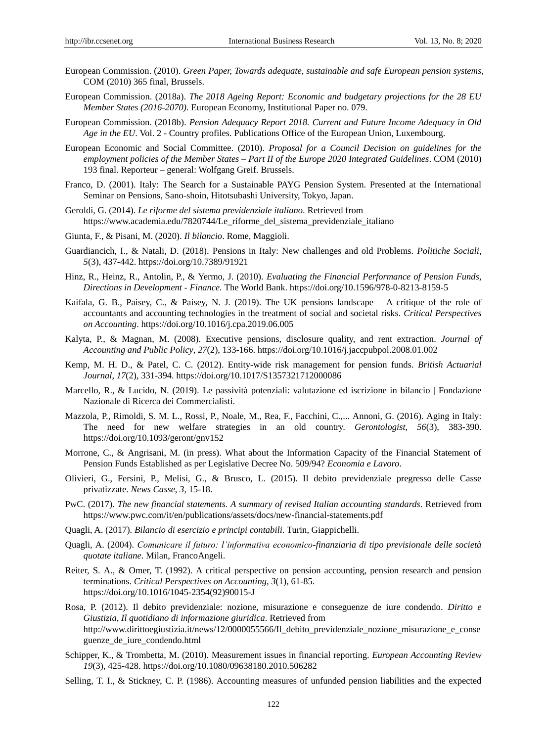European Commission. (2010). *Green Paper, Towards adequate, sustainable and safe European pension systems*, COM (2010) 365 final, Brussels.

European Commission. (2018a). *The 2018 Ageing Report: Economic and budgetary projections for the 28 EU Member States (2016-2070)*. European Economy, Institutional Paper no. 079.

European Commission. (2018b). *Pension Adequacy Report 2018. Current and Future Income Adequacy in Old Age in the EU*. Vol. 2 - Country profiles. Publications Office of the European Union, Luxembourg.

European Economic and Social Committee. (2010). *Proposal for a Council Decision on guidelines for the employment policies of the Member States – Part II of the Europe 2020 Integrated Guidelines*. COM (2010) 193 final. Reporteur – general: Wolfgang Greif. Brussels.

Franco, D. (2001). Italy: The Search for a Sustainable PAYG Pension System. Presented at the International Seminar on Pensions, Sano-shoin, Hitotsubashi University, Tokyo, Japan.

Geroldi, G. (2014). *Le riforme del sistema previdenziale italiano*. Retrieved from https://www.academia.edu/7820744/Le_riforme_del_sistema_previdenziale_italiano

Giunta, F., & Pisani, M. (2020). *Il bilancio*. Rome, Maggioli.

Guardiancich, I., & Natali, D. (2018). Pensions in Italy: New challenges and old Problems. *Politiche Sociali*, *5*(3), 437-442. https://doi.org/10.7389/91921

Hinz, R., Heinz, R., Antolin, P., & Yermo, J. (2010). *Evaluating the Financial Performance of Pension Funds, Directions in Development - Finance.* The World Bank. https://doi.org/10.1596/978-0-8213-8159-5

Kaifala, G. B., Paisey, C., & Paisey, N. J. (2019). The UK pensions landscape – A critique of the role of accountants and accounting technologies in the treatment of social and societal risks. *Critical Perspectives on Accounting*. https://doi.org/10.1016/j.cpa.2019.06.005

Kalyta, P., & Magnan, M. (2008). Executive pensions, disclosure quality, and rent extraction. *Journal of Accounting and Public Policy*, *27*(2), 133-166. https://doi.org/10.1016/j.jaccpubpol.2008.01.002

Kemp, M. H. D., & Patel, C. C. (2012). Entity-wide risk management for pension funds. *British Actuarial Journal*, *17*(2), 331-394. https://doi.org/10.1017/S1357321712000086

Marcello, R., & Lucido, N. (2019). Le passività potenziali: valutazione ed iscrizione in bilancio | Fondazione Nazionale di Ricerca dei Commercialisti.

Mazzola, P., Rimoldi, S. M. L., Rossi, P., Noale, M., Rea, F., Facchini, C.,... Annoni, G. (2016). Aging in Italy: The need for new welfare strategies in an old country. *Gerontologist*, *56*(3), 383-390. https://doi.org/10.1093/geront/gnv152

Morrone, C., & Angrisani, M. (in press). What about the Information Capacity of the Financial Statement of Pension Funds Established as per Legislative Decree No. 509/94? *Economia e Lavoro*.

Olivieri, G., Fersini, P., Melisi, G., & Brusco, L. (2015). Il debito previdenziale pregresso delle Casse privatizzate. *News Casse*, *3*, 15-18.

PwC. (2017). *The new financial statements. A summary of revised Italian accounting standards*. Retrieved from https://www.pwc.com/it/en/publications/assets/docs/new-financial-statements.pdf

Quagli, A. (2017). *Bilancio di esercizio e principi contabili*. Turin, Giappichelli.

Quagli, A. (2004). *Comunicare il futuro: l'informativa economico-finanziaria di tipo previsionale delle società quotate italiane*. Milan, FrancoAngeli.

Reiter, S. A., & Omer, T. (1992). A critical perspective on pension accounting, pension research and pension terminations. *Critical Perspectives on Accounting*, *3*(1), 61-85. https://doi.org/10.1016/1045-2354(92)90015-J

Rosa, P. (2012). Il debito previdenziale: nozione, misurazione e conseguenze de iure condendo. *Diritto e Giustizia, Il quotidiano di informazione giuridica*. Retrieved from http://www.dirittoegiustizia.it/news/12/0000055566/Il_debito_previdenziale_nozione_misurazione_e_conseguenze_de_iure_condendo.html

Schipper, K., & Trombetta, M. (2010). Measurement issues in financial reporting. *European Accounting Review* *19*(3), 425-428. https://doi.org/10.1080/09638180.2010.506282

Selling, T. I., & Stickney, C. P. (1986). Accounting measures of unfunded pension liabilities and the expected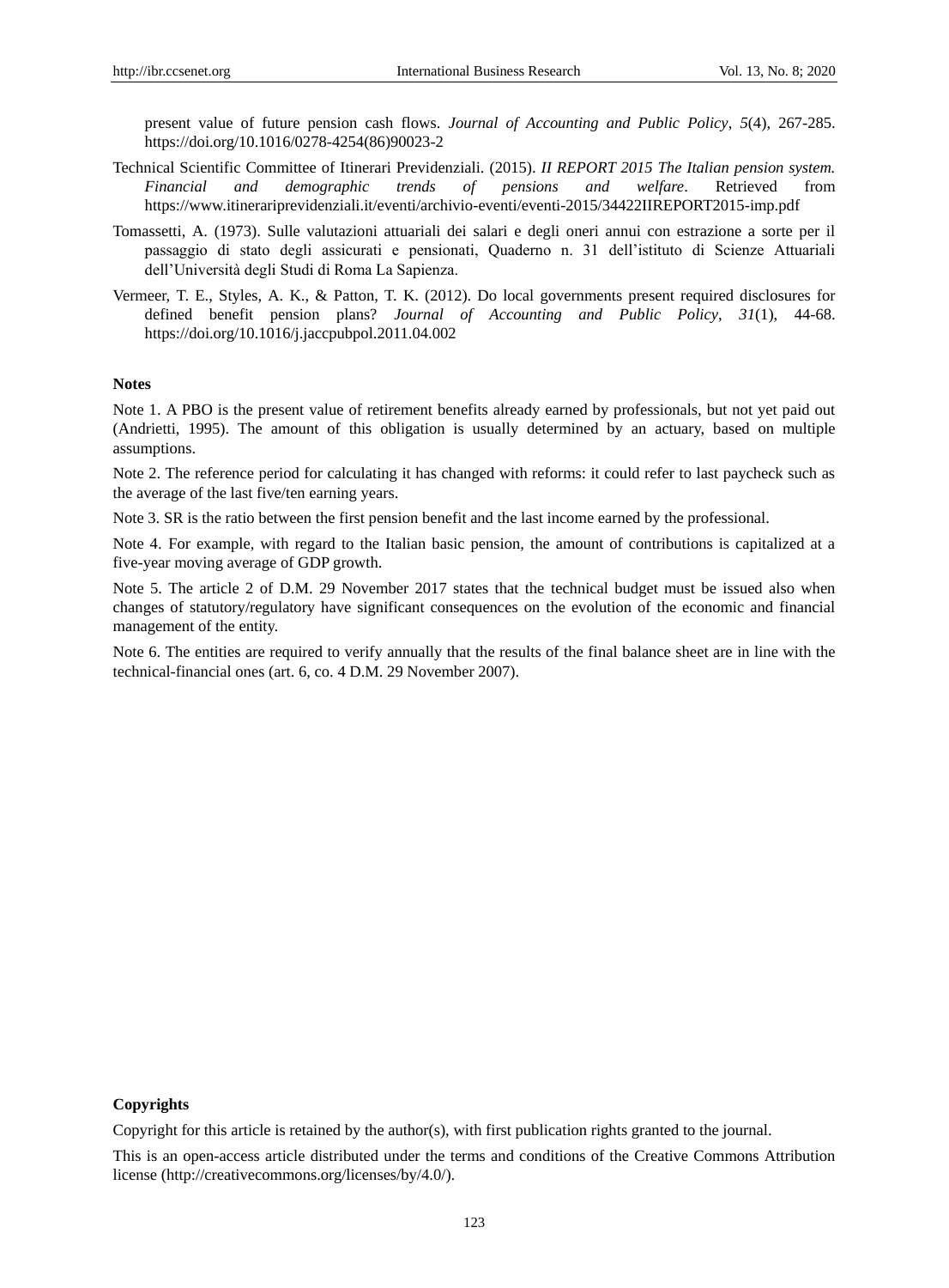present value of future pension cash flows. *Journal of Accounting and Public Policy*, *5*(4), 267-285. https://doi.org/10.1016/0278-4254(86)90023-2

Technical Scientific Committee of Itinerari Previdenziali. (2015). *II REPORT 2015 The Italian pension system. Financial and demographic trends of pensions and welfare*. Retrieved from https://www.itinerariprevidenziali.it/eventi/archivio-eventi/eventi-2015/34422IIREPORT2015-imp.pdf

Tomassetti, A. (1973). Sulle valutazioni attuariali dei salari e degli oneri annui con estrazione a sorte per il passaggio di stato degli assicurati e pensionati, Quaderno n. 31 dell'istituto di Scienze Attuariali dell'Università degli Studi di Roma La Sapienza.

Vermeer, T. E., Styles, A. K., & Patton, T. K. (2012). Do local governments present required disclosures for defined benefit pension plans? *Journal of Accounting and Public Policy*, *31*(1), 44-68. https://doi.org/10.1016/j.jaccpubpol.2011.04.002

**Notes**

Note 1. A PBO is the present value of retirement benefits already earned by professionals, but not yet paid out (Andrietti, 1995). The amount of this obligation is usually determined by an actuary, based on multiple assumptions.

Note 2. The reference period for calculating it has changed with reforms: it could refer to last paycheck such as the average of the last five/ten earning years.

Note 3. SR is the ratio between the first pension benefit and the last income earned by the professional.

Note 4. For example, with regard to the Italian basic pension, the amount of contributions is capitalized at a five-year moving average of GDP growth.

Note 5. The article 2 of D.M. 29 November 2017 states that the technical budget must be issued also when changes of statutory/regulatory have significant consequences on the evolution of the economic and financial management of the entity.

Note 6. The entities are required to verify annually that the results of the final balance sheet are in line with the technical-financial ones (art. 6, co. 4 D.M. 29 November 2007).

**Copyrights**

Copyright for this article is retained by the author(s), with first publication rights granted to the journal.

This is an open-access article distributed under the terms and conditions of the Creative Commons Attribution license (http://creativecommons.org/licenses/by/4.0/).